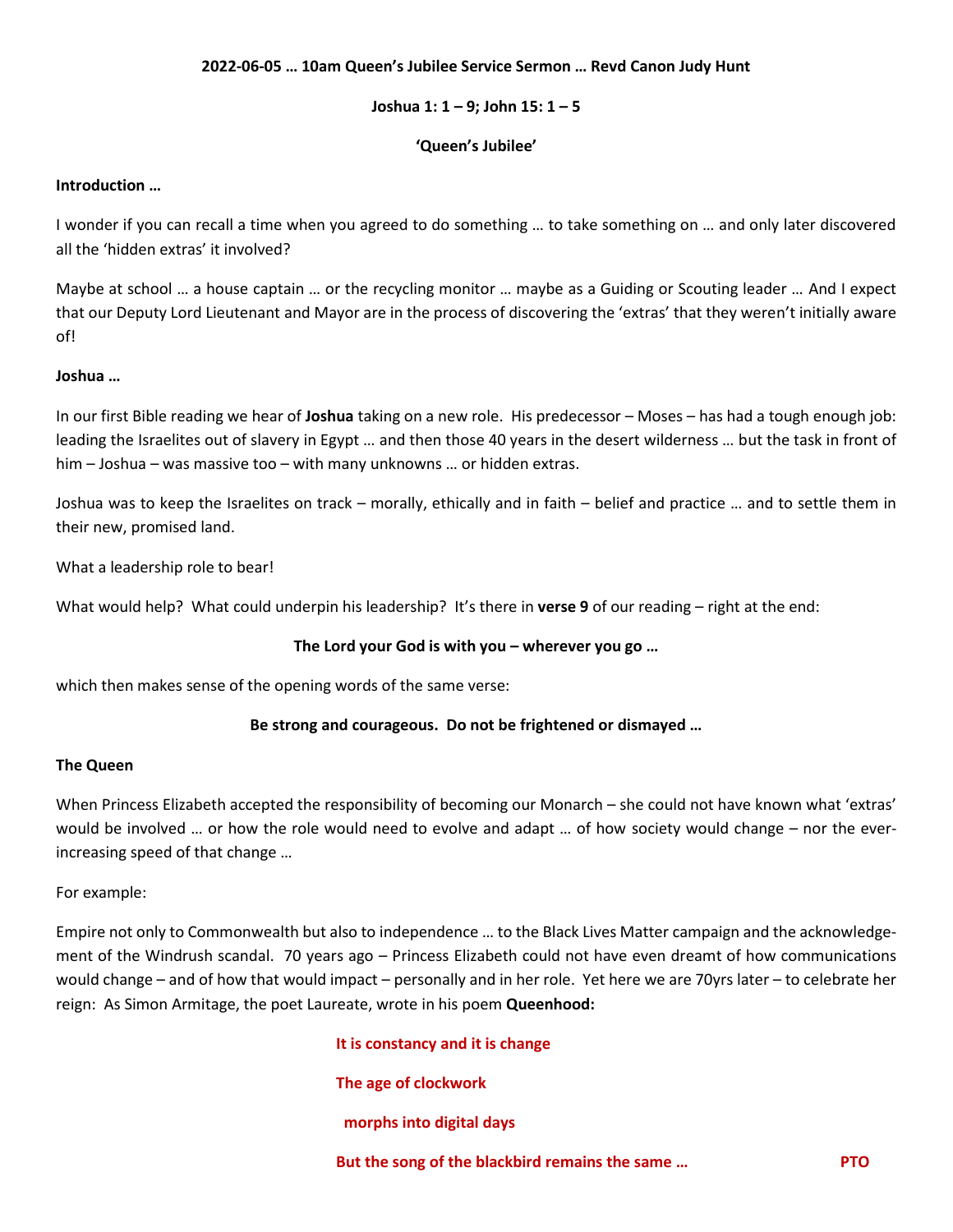**2022-06-05 … 10am Queen's Jubilee Service Sermon … Revd Canon Judy Hunt**

**Joshua 1: 1 – 9; John 15: 1 – 5**

**'Queen's Jubilee'**

**Introduction …**

I wonder if you can recall a time when you agreed to do something … to take something on … and only later discovered all the 'hidden extras' it involved?

Maybe at school … a house captain … or the recycling monitor … maybe as a Guiding or Scouting leader … And I expect that our Deputy Lord Lieutenant and Mayor are in the process of discovering the 'extras' that they weren't initially aware of!

**Joshua …**

In our first Bible reading we hear of **Joshua** taking on a new role. His predecessor – Moses – has had a tough enough job: leading the Israelites out of slavery in Egypt … and then those 40 years in the desert wilderness … but the task in front of him – Joshua – was massive too – with many unknowns … or hidden extras.

Joshua was to keep the Israelites on track – morally, ethically and in faith – belief and practice … and to settle them in their new, promised land.

What a leadership role to bear!

What would help? What could underpin his leadership? It's there in **verse 9** of our reading – right at the end:

**The Lord your God is with you – wherever you go …**

which then makes sense of the opening words of the same verse:

**Be strong and courageous. Do not be frightened or dismayed …**

**The Queen**

When Princess Elizabeth accepted the responsibility of becoming our Monarch – she could not have known what 'extras' would be involved … or how the role would need to evolve and adapt … of how society would change – nor the ever-increasing speed of that change …

For example:

Empire not only to Commonwealth but also to independence … to the Black Lives Matter campaign and the acknowledgement of the Windrush scandal. 70 years ago – Princess Elizabeth could not have even dreamt of how communications would change – and of how that would impact – personally and in her role. Yet here we are 70yrs later – to celebrate her reign: As Simon Armitage, the poet Laureate, wrote in his poem **Queenhood:**

**It is constancy and it is change**

**The age of clockwork**

**morphs into digital days**

**But the song of the blackbird remains the same …**

**PTO**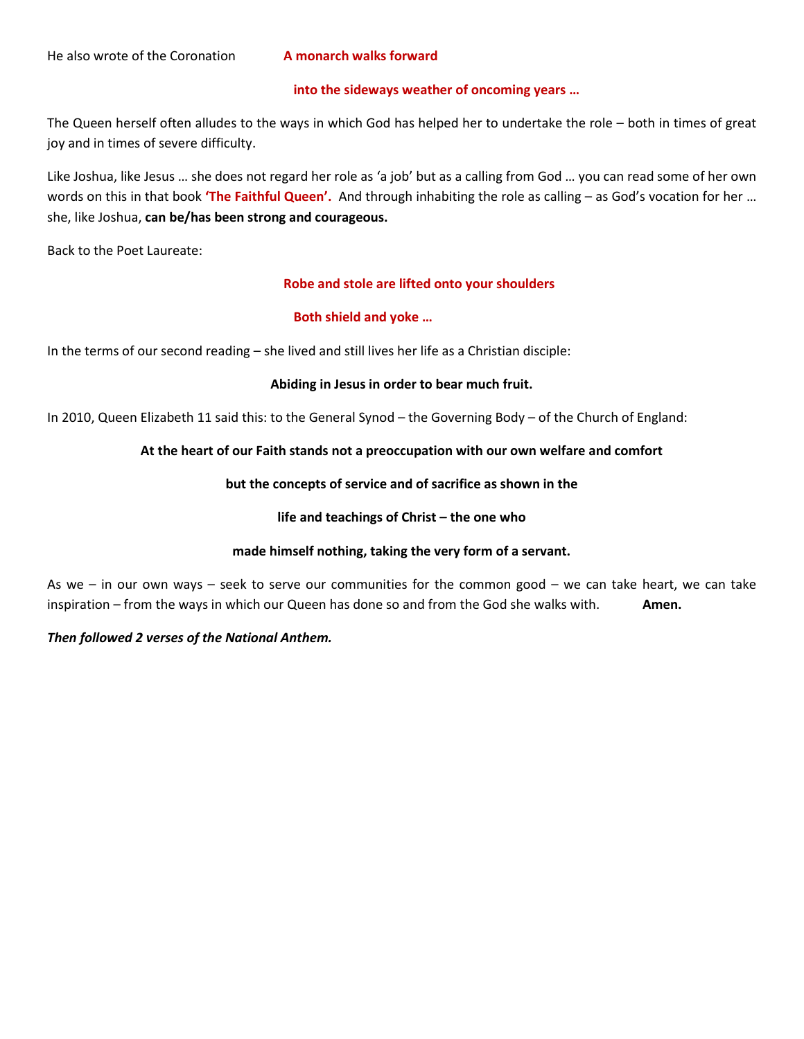He also wrote of the Coronation **A monarch walks forward**

**into the sideways weather of oncoming years …**

The Queen herself often alludes to the ways in which God has helped her to undertake the role – both in times of great joy and in times of severe difficulty.

Like Joshua, like Jesus … she does not regard her role as 'a job' but as a calling from God … you can read some of her own words on this in that book **'The Faithful Queen'.** And through inhabiting the role as calling – as God's vocation for her … she, like Joshua, **can be/has been strong and courageous.**

Back to the Poet Laureate:

**Robe and stole are lifted onto your shoulders**

**Both shield and yoke …**

In the terms of our second reading – she lived and still lives her life as a Christian disciple:

**Abiding in Jesus in order to bear much fruit.**

In 2010, Queen Elizabeth 11 said this: to the General Synod – the Governing Body – of the Church of England:

**At the heart of our Faith stands not a preoccupation with our own welfare and comfort**

**but the concepts of service and of sacrifice as shown in the**

**life and teachings of Christ – the one who**

**made himself nothing, taking the very form of a servant.**

As we – in our own ways – seek to serve our communities for the common good – we can take heart, we can take inspiration – from the ways in which our Queen has done so and from the God she walks with. **Amen.**

***Then followed 2 verses of the National Anthem.***